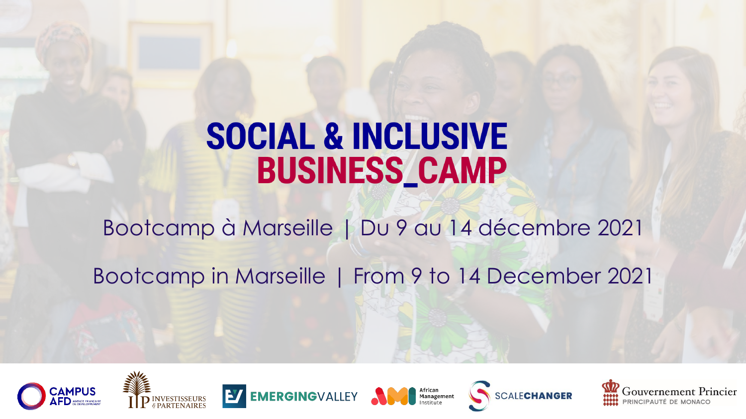# SOCIAL & INCLUSIVE BUSINESS_CAMP

Bootcamp à Marseille | Du 9 au 14 décembre 2021

Bootcamp in Marseille | From 9 to 14 December 2021

CAMPUS AFD AGENCE FRANÇAISE DE DÉVELOPPEMENT

IP INVESTISSEURS & PARTENAIRES

EMERGINGVALLEY

AMI African Management Institute

SCALECHANGER

Gouvernement Princier PRINCIPAUTÉ DE MONACO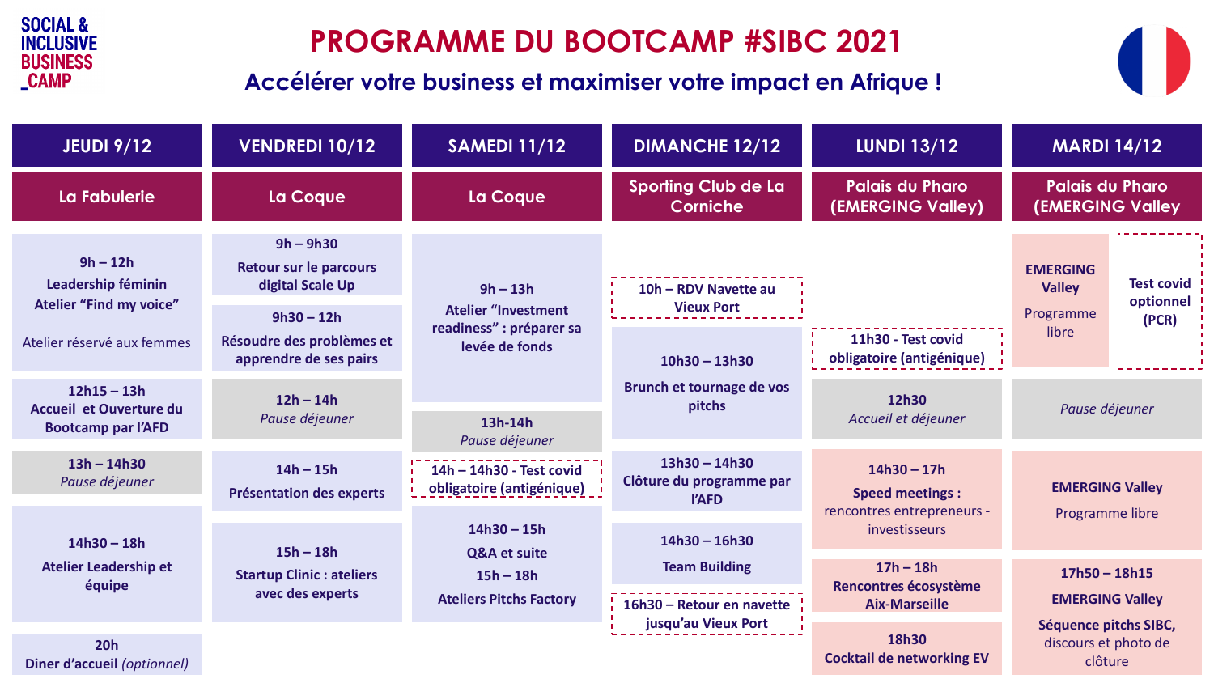SOCIAL & INCLUSIVE BUSINESS _CAMP

# PROGRAMME DU BOOTCAMP #SIBC 2021

## Accélérer votre business et maximiser votre impact en Afrique !

| JEUDI 9/12 | VENDREDI 10/12 | SAMEDI 11/12 | DIMANCHE 12/12 | LUNDI 13/12 | MARDI 14/12 |
|---|---|---|---|---|---|
| La Fabulerie | La Coque | La Coque | Sporting Club de La Corniche | Palais du Pharo (EMERGING Valley) | Palais du Pharo (EMERGING Valley |
| **9h – 12h** **Leadership féminin** **Atelier "Find my voice"** Atelier réservé aux femmes | **9h – 9h30** **Retour sur le parcours digital Scale Up** | **9h – 13h** **Atelier "Investment readiness" : préparer sa levée de fonds** | **10h – RDV Navette au Vieux Port** | | **EMERGING Valley** Programme libre / **Test covid optionnel (PCR)** |
| | **9h30 – 12h** **Résoudre des problèmes et apprendre de ses pairs** | | **10h30 – 13h30** **Brunch et tournage de vos pitchs** | **11h30 - Test covid obligatoire (antigénique)** | |
| **12h15 – 13h** **Accueil et Ouverture du Bootcamp par l'AFD** | **12h – 14h** *Pause déjeuner* | **13h-14h** *Pause déjeuner* | | **12h30** *Accueil et déjeuner* | *Pause déjeuner* |
| **13h – 14h30** *Pause déjeuner* | **14h – 15h** **Présentation des experts** | **14h – 14h30 - Test covid obligatoire (antigénique)** | **13h30 – 14h30** **Clôture du programme par l'AFD** | **14h30 – 17h** **Speed meetings :** rencontres entrepreneurs - investisseurs | **EMERGING Valley** Programme libre |
| **14h30 – 18h** **Atelier Leadership et équipe** | **15h – 18h** **Startup Clinic : ateliers avec des experts** | **14h30 – 15h** **Q&A et suite** **15h – 18h** **Ateliers Pitchs Factory** | **14h30 – 16h30** **Team Building** | **17h – 18h** **Rencontres écosystème Aix-Marseille** | **17h50 – 18h15** **EMERGING Valley** **Séquence pitchs SIBC,** discours et photo de clôture |
| | | | **16h30 – Retour en navette jusqu'au Vieux Port** | | |
| **20h** **Diner d'accueil** *(optionnel)* | | | | **18h30** **Cocktail de networking EV** | |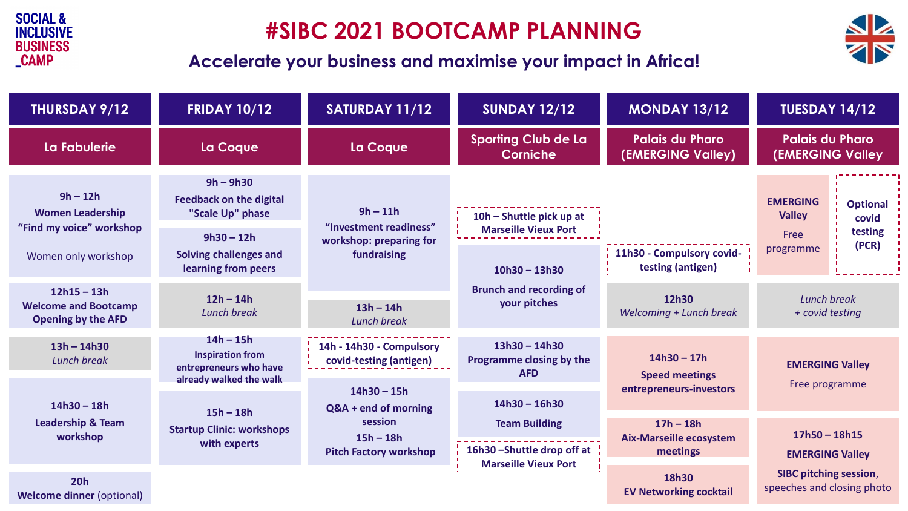SOCIAL & INCLUSIVE BUSINESS _CAMP

# #SIBC 2021 BOOTCAMP PLANNING

## Accelerate your business and maximise your impact in Africa!

| THURSDAY 9/12 | FRIDAY 10/12 | SATURDAY 11/12 | SUNDAY 12/12 | MONDAY 13/12 | TUESDAY 14/12 |
|---|---|---|---|---|---|
| La Fabulerie | La Coque | La Coque | Sporting Club de La Corniche | Palais du Pharo (EMERGING Valley) | Palais du Pharo (EMERGING Valley |
| **9h – 12h** **Women Leadership "Find my voice" workshop** Women only workshop | **9h – 9h30** **Feedback on the digital "Scale Up" phase** **9h30 – 12h** **Solving challenges and learning from peers** | **9h – 11h** **"Investment readiness" workshop: preparing for fundraising** | **10h – Shuttle pick up at Marseille Vieux Port** **10h30 – 13h30** **Brunch and recording of your pitches** | **11h30 - Compulsory covid-testing (antigen)** | **EMERGING Valley** Free programme / **Optional covid testing (PCR)** |
| **12h15 – 13h** **Welcome and Bootcamp Opening by the AFD** | **12h – 14h** *Lunch break* | **13h – 14h** *Lunch break* | | **12h30** *Welcoming + Lunch break* | *Lunch break + covid testing* |
| **13h – 14h30** *Lunch break* | **14h – 15h** **Inspiration from entrepreneurs who have already walked the walk** | **14h - 14h30 - Compulsory covid-testing (antigen)** | **13h30 – 14h30** **Programme closing by the AFD** | **14h30 – 17h** **Speed meetings entrepreneurs-investors** | **EMERGING Valley** Free programme |
| **14h30 – 18h** **Leadership & Team workshop** | **15h – 18h** **Startup Clinic: workshops with experts** | **14h30 – 15h** **Q&A + end of morning session** **15h – 18h** **Pitch Factory workshop** | **14h30 – 16h30** **Team Building** **16h30 –Shuttle drop off at Marseille Vieux Port** | **17h – 18h** **Aix-Marseille ecosystem meetings** | **17h50 – 18h15** **EMERGING Valley** **SIBC pitching session,** speeches and closing photo |
| **20h** **Welcome dinner** (optional) | | | | **18h30** **EV Networking cocktail** | |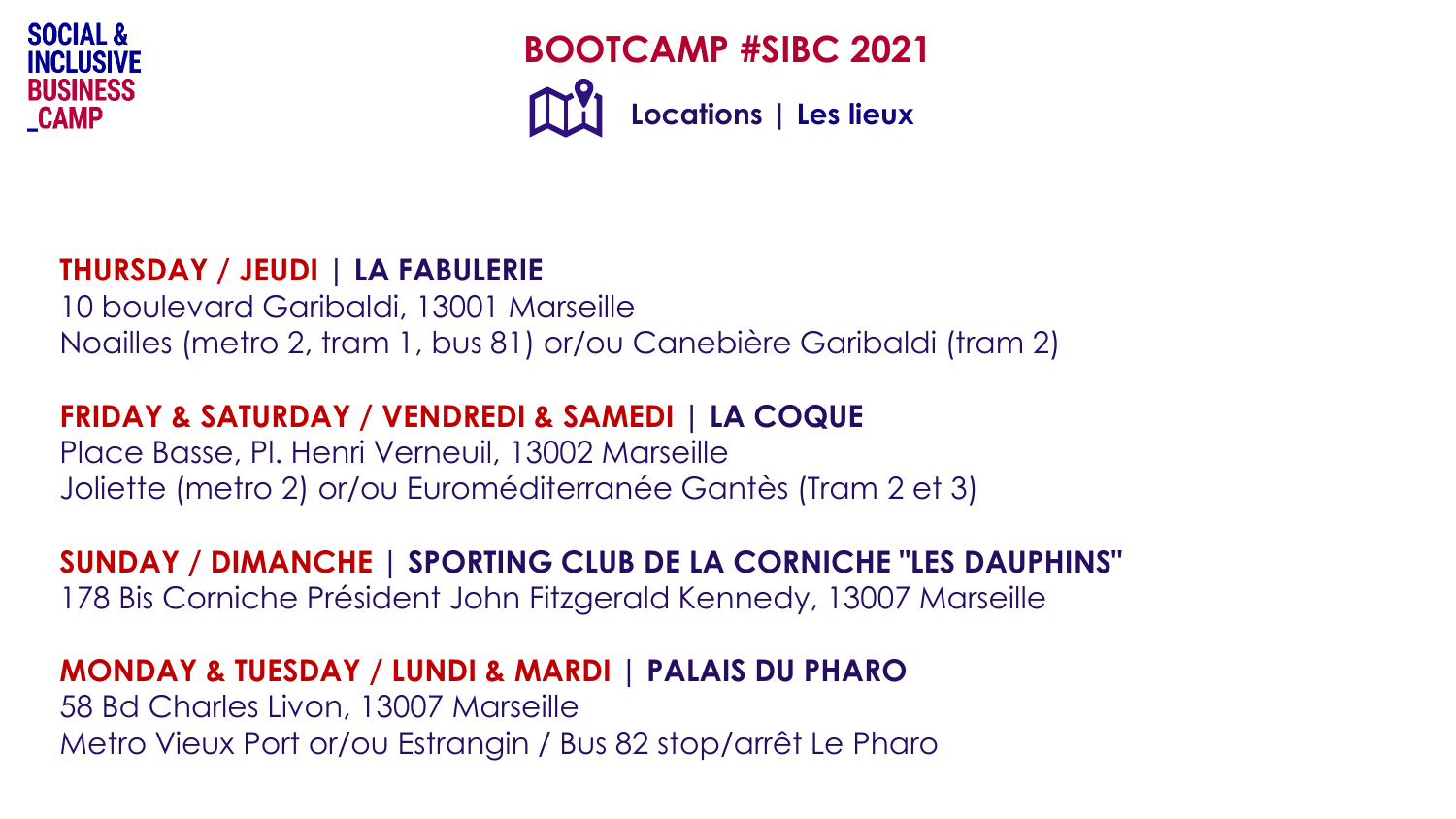SOCIAL & INCLUSIVE BUSINESS _CAMP

# BOOTCAMP #SIBC 2021

## Locations | Les lieux

**THURSDAY / JEUDI | LA FABULERIE**
10 boulevard Garibaldi, 13001 Marseille
Noailles (metro 2, tram 1, bus 81) or/ou Canebière Garibaldi (tram 2)

**FRIDAY & SATURDAY / VENDREDI & SAMEDI | LA COQUE**
Place Basse, Pl. Henri Verneuil, 13002 Marseille
Joliette (metro 2) or/ou Euroméditerranée Gantès (Tram 2 et 3)

**SUNDAY / DIMANCHE | SPORTING CLUB DE LA CORNICHE "LES DAUPHINS"**
178 Bis Corniche Président John Fitzgerald Kennedy, 13007 Marseille

**MONDAY & TUESDAY / LUNDI & MARDI | PALAIS DU PHARO**
58 Bd Charles Livon, 13007 Marseille
Metro Vieux Port or/ou Estrangin / Bus 82 stop/arrêt Le Pharo